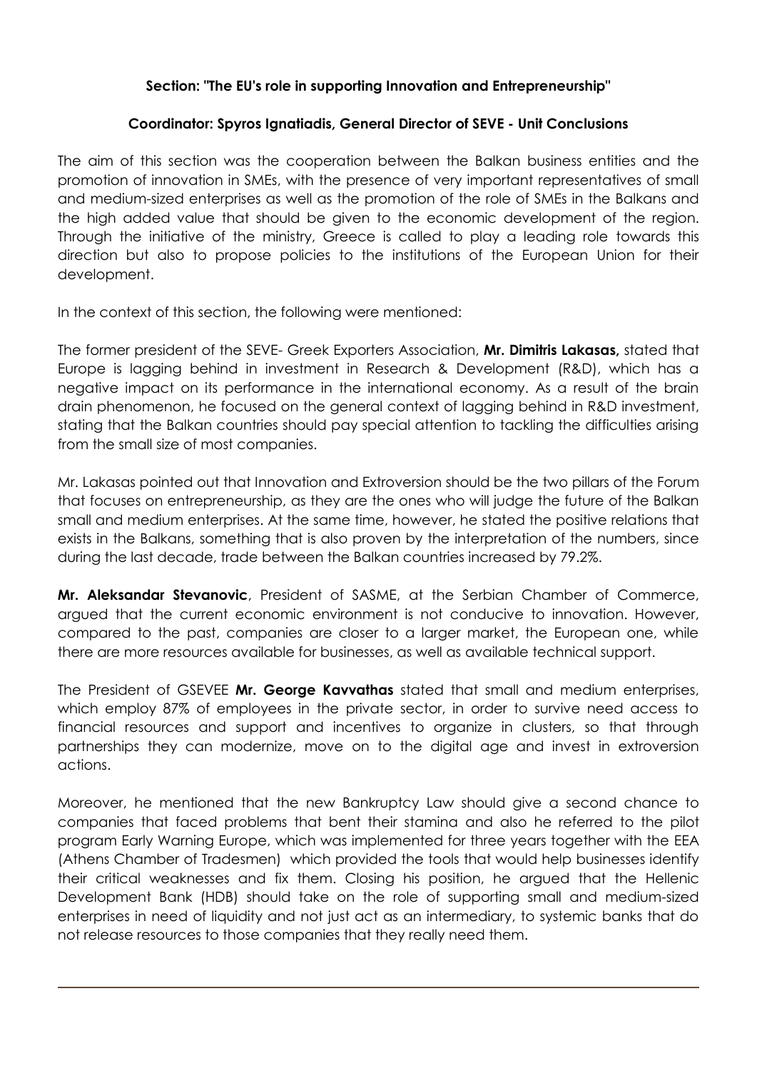**Section: "The EU's role in supporting Innovation and Entrepreneurship"**

**Coordinator: Spyros Ignatiadis, General Director of SEVE - Unit Conclusions**

The aim of this section was the cooperation between the Balkan business entities and the promotion of innovation in SMEs, with the presence of very important representatives of small and medium-sized enterprises as well as the promotion of the role of SMEs in the Balkans and the high added value that should be given to the economic development of the region. Through the initiative of the ministry, Greece is called to play a leading role towards this direction but also to propose policies to the institutions of the European Union for their development.

In the context of this section, the following were mentioned:

The former president of the SEVE- Greek Exporters Association, **Mr. Dimitris Lakasas,** stated that Europe is lagging behind in investment in Research & Development (R&D), which has a negative impact on its performance in the international economy. As a result of the brain drain phenomenon, he focused on the general context of lagging behind in R&D investment, stating that the Balkan countries should pay special attention to tackling the difficulties arising from the small size of most companies.

Mr. Lakasas pointed out that Innovation and Extroversion should be the two pillars of the Forum that focuses on entrepreneurship, as they are the ones who will judge the future of the Balkan small and medium enterprises. At the same time, however, he stated the positive relations that exists in the Balkans, something that is also proven by the interpretation of the numbers, since during the last decade, trade between the Balkan countries increased by 79.2%.

**Mr. Aleksandar Stevanovic**, President of SASME, at the Serbian Chamber of Commerce, argued that the current economic environment is not conducive to innovation. However, compared to the past, companies are closer to a larger market, the European one, while there are more resources available for businesses, as well as available technical support.

The President of GSEVEE **Mr. George Kavvathas** stated that small and medium enterprises, which employ 87% of employees in the private sector, in order to survive need access to financial resources and support and incentives to organize in clusters, so that through partnerships they can modernize, move on to the digital age and invest in extroversion actions.

Moreover, he mentioned that the new Bankruptcy Law should give a second chance to companies that faced problems that bent their stamina and also he referred to the pilot program Early Warning Europe, which was implemented for three years together with the EEA (Athens Chamber of Tradesmen) which provided the tools that would help businesses identify their critical weaknesses and fix them. Closing his position, he argued that the Hellenic Development Bank (HDB) should take on the role of supporting small and medium-sized enterprises in need of liquidity and not just act as an intermediary, to systemic banks that do not release resources to those companies that they really need them.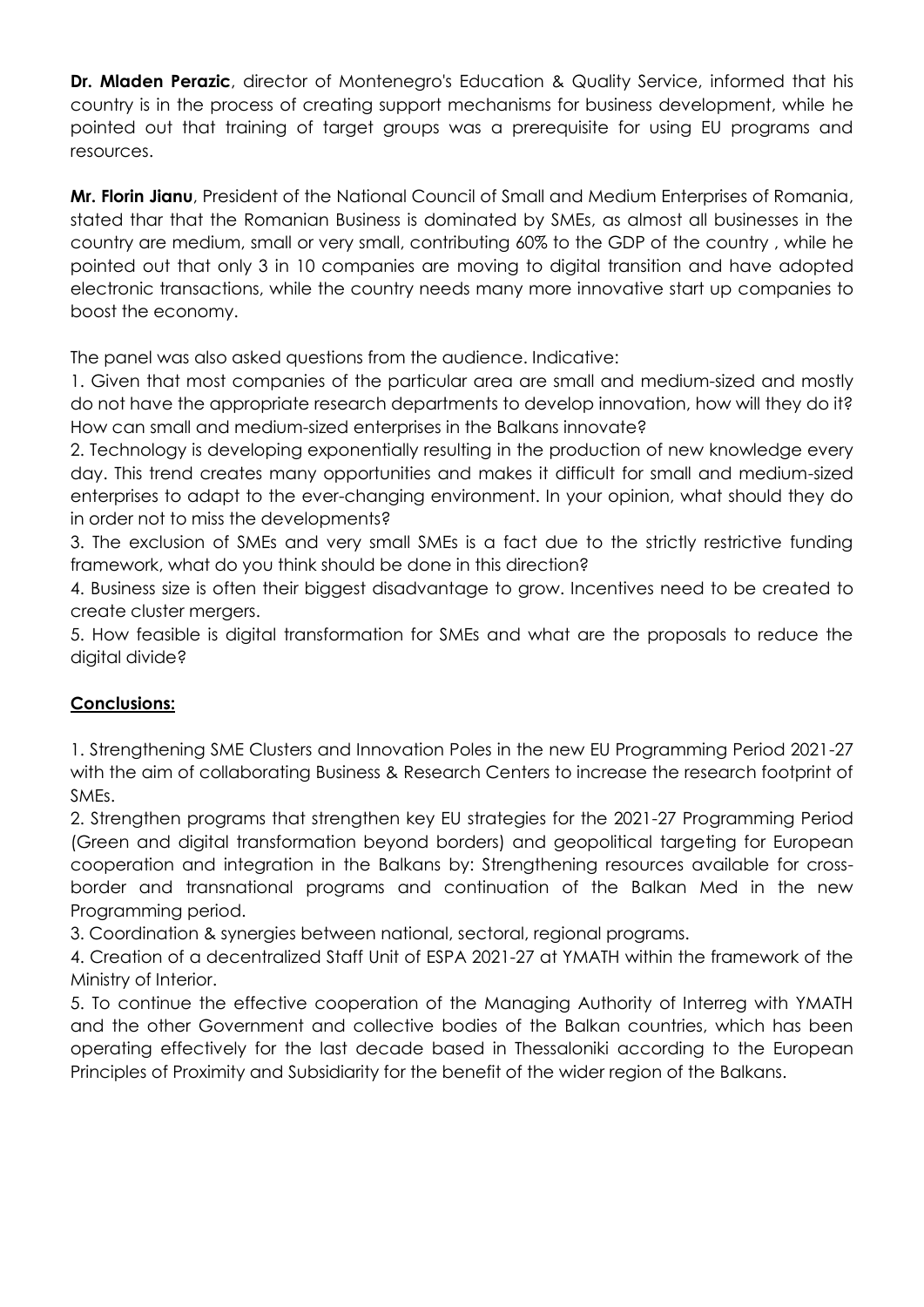**Dr. Mladen Perazic**, director of Montenegro's Education & Quality Service, informed that his country is in the process of creating support mechanisms for business development, while he pointed out that training of target groups was a prerequisite for using EU programs and resources.

**Mr. Florin Jianu**, President of the National Council of Small and Medium Enterprises of Romania, stated thar that the Romanian Business is dominated by SMEs, as almost all businesses in the country are medium, small or very small, contributing 60% to the GDP of the country , while he pointed out that only 3 in 10 companies are moving to digital transition and have adopted electronic transactions, while the country needs many more innovative start up companies to boost the economy.

The panel was also asked questions from the audience. Indicative:

1. Given that most companies of the particular area are small and medium-sized and mostly do not have the appropriate research departments to develop innovation, how will they do it? How can small and medium-sized enterprises in the Balkans innovate?
2. Technology is developing exponentially resulting in the production of new knowledge every day. This trend creates many opportunities and makes it difficult for small and medium-sized enterprises to adapt to the ever-changing environment. In your opinion, what should they do in order not to miss the developments?
3. The exclusion of SMEs and very small SMEs is a fact due to the strictly restrictive funding framework, what do you think should be done in this direction?
4. Business size is often their biggest disadvantage to grow. Incentives need to be created to create cluster mergers.
5. How feasible is digital transformation for SMEs and what are the proposals to reduce the digital divide?

**Conclusions:**

1. Strengthening SME Clusters and Innovation Poles in the new EU Programming Period 2021-27 with the aim of collaborating Business & Research Centers to increase the research footprint of SMEs.
2. Strengthen programs that strengthen key EU strategies for the 2021-27 Programming Period (Green and digital transformation beyond borders) and geopolitical targeting for European cooperation and integration in the Balkans by: Strengthening resources available for cross-border and transnational programs and continuation of the Balkan Med in the new Programming period.
3. Coordination & synergies between national, sectoral, regional programs.
4. Creation of a decentralized Staff Unit of ESPA 2021-27 at YMATH within the framework of the Ministry of Interior.
5. To continue the effective cooperation of the Managing Authority of Interreg with YMATH and the other Government and collective bodies of the Balkan countries, which has been operating effectively for the last decade based in Thessaloniki according to the European Principles of Proximity and Subsidiarity for the benefit of the wider region of the Balkans.